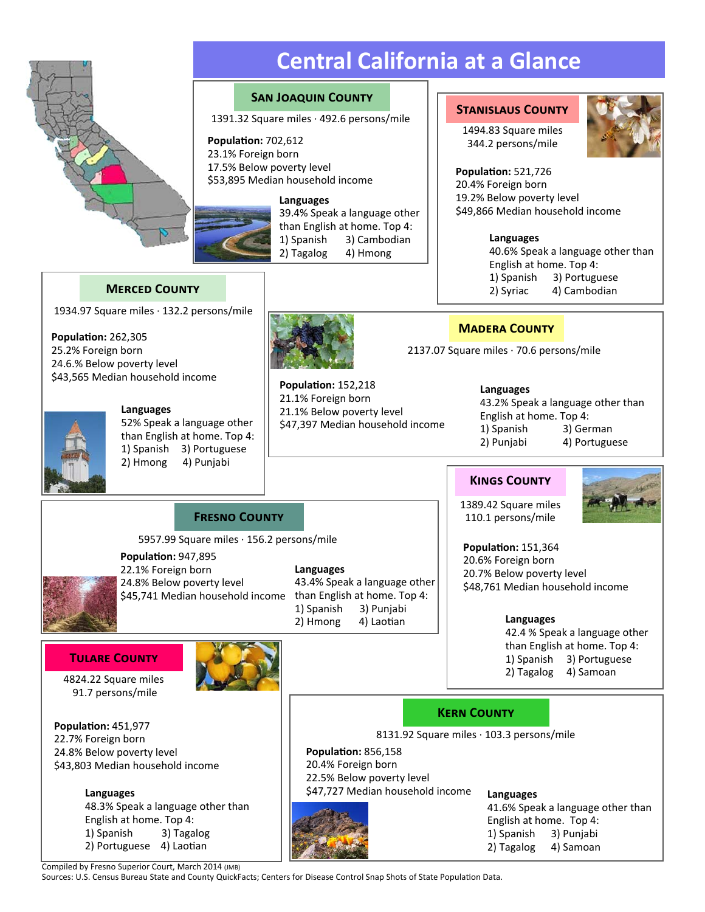# Central California at a Glance

## San Joaquin County

1391.32 Square miles · 492.6 persons/mile

**Population:** 702,612
23.1% Foreign born
17.5% Below poverty level
$53,895 Median household income

**Languages**
39.4% Speak a language other than English at home. Top 4:
1) Spanish
2) Tagalog
3) Cambodian
4) Hmong

## Stanislaus County

1494.83 Square miles
344.2 persons/mile

**Population:** 521,726
20.4% Foreign born
19.2% Below poverty level
$49,866 Median household income

**Languages**
40.6% Speak a language other than English at home. Top 4:
1) Spanish
2) Syriac
3) Portuguese
4) Cambodian

## Merced County

1934.97 Square miles · 132.2 persons/mile

**Population:** 262,305
25.2% Foreign born
24.6.% Below poverty level
$43,565 Median household income

**Languages**
52% Speak a language other than English at home. Top 4:
1) Spanish
2) Hmong
3) Portuguese
4) Punjabi

## Madera County

2137.07 Square miles · 70.6 persons/mile

**Population:** 152,218
21.1% Foreign born
21.1% Below poverty level
$47,397 Median household income

**Languages**
43.2% Speak a language other than English at home. Top 4:
1) Spanish
2) Punjabi
3) German
4) Portuguese

## Kings County

1389.42 Square miles
110.1 persons/mile

**Population:** 151,364
20.6% Foreign born
20.7% Below poverty level
$48,761 Median household income

**Languages**
42.4 % Speak a language other than English at home. Top 4:
1) Spanish
2) Tagalog
3) Portuguese
4) Samoan

## Fresno County

5957.99 Square miles · 156.2 persons/mile

**Population:** 947,895
22.1% Foreign born
24.8% Below poverty level
$45,741 Median household income

**Languages**
43.4% Speak a language other than English at home. Top 4:
1) Spanish
2) Hmong
3) Punjabi
4) Laotian

## Tulare County

4824.22 Square miles
91.7 persons/mile

**Population:** 451,977
22.7% Foreign born
24.8% Below poverty level
$43,803 Median household income

**Languages**
48.3% Speak a language other than English at home. Top 4:
1) Spanish
2) Portuguese
3) Tagalog
4) Laotian

## Kern County

8131.92 Square miles · 103.3 persons/mile

**Population:** 856,158
20.4% Foreign born
22.5% Below poverty level
$47,727 Median household income

**Languages**
41.6% Speak a language other than English at home. Top 4:
1) Spanish
2) Tagalog
3) Punjabi
4) Samoan

Compiled by Fresno Superior Court, March 2014 (JMB)
Sources: U.S. Census Bureau State and County QuickFacts; Centers for Disease Control Snap Shots of State Population Data.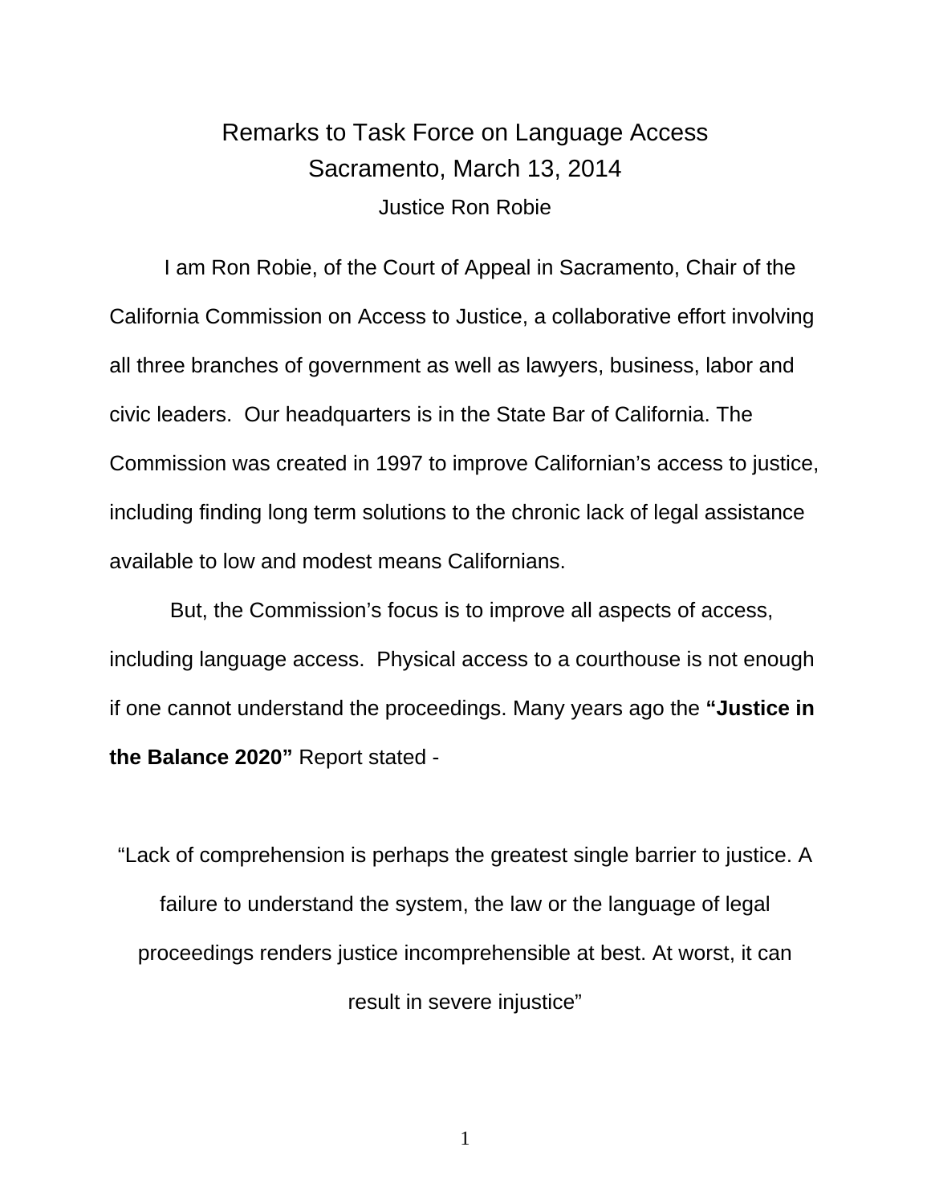# Remarks to Task Force on Language Access
## Sacramento, March 13, 2014
### Justice Ron Robie

I am Ron Robie, of the Court of Appeal in Sacramento, Chair of the California Commission on Access to Justice, a collaborative effort involving all three branches of government as well as lawyers, business, labor and civic leaders. Our headquarters is in the State Bar of California. The Commission was created in 1997 to improve Californian's access to justice, including finding long term solutions to the chronic lack of legal assistance available to low and modest means Californians.

But, the Commission's focus is to improve all aspects of access, including language access. Physical access to a courthouse is not enough if one cannot understand the proceedings. Many years ago the **"Justice in the Balance 2020"** Report stated -

"Lack of comprehension is perhaps the greatest single barrier to justice. A failure to understand the system, the law or the language of legal proceedings renders justice incomprehensible at best. At worst, it can result in severe injustice"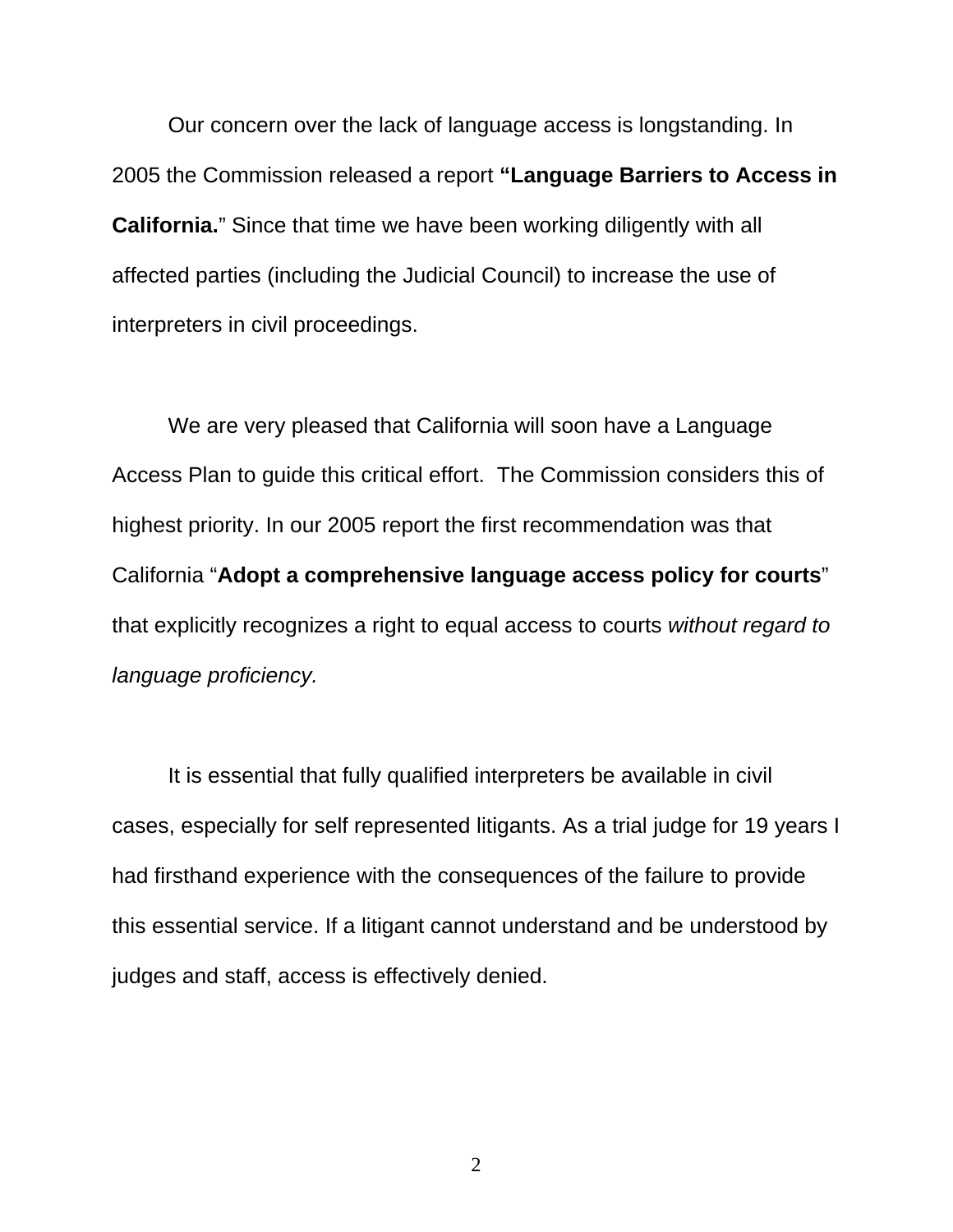Our concern over the lack of language access is longstanding. In 2005 the Commission released a report **"Language Barriers to Access in California.**" Since that time we have been working diligently with all affected parties (including the Judicial Council) to increase the use of interpreters in civil proceedings.

We are very pleased that California will soon have a Language Access Plan to guide this critical effort. The Commission considers this of highest priority. In our 2005 report the first recommendation was that California "**Adopt a comprehensive language access policy for courts**" that explicitly recognizes a right to equal access to courts *without regard to language proficiency.*

It is essential that fully qualified interpreters be available in civil cases, especially for self represented litigants. As a trial judge for 19 years I had firsthand experience with the consequences of the failure to provide this essential service. If a litigant cannot understand and be understood by judges and staff, access is effectively denied.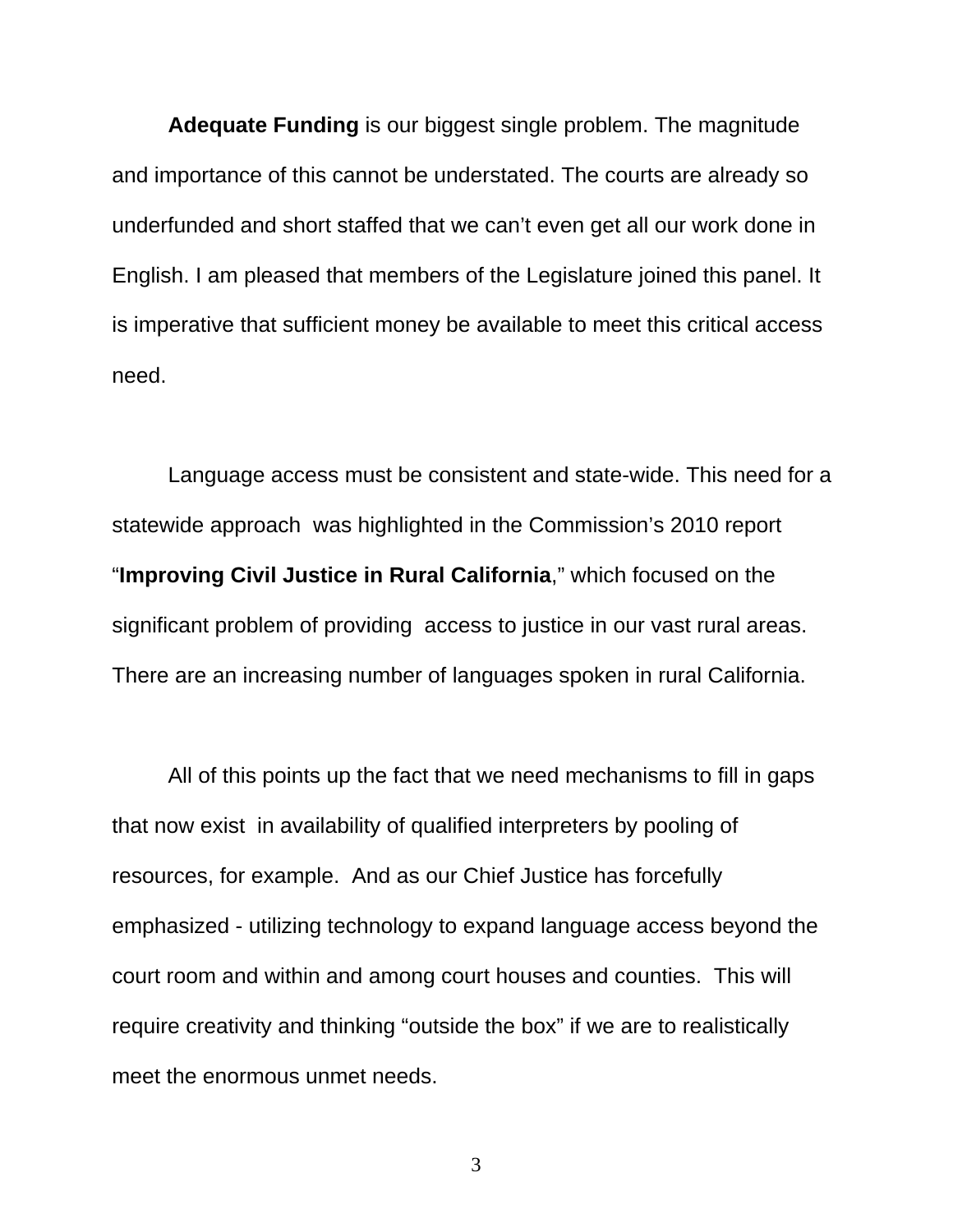**Adequate Funding** is our biggest single problem. The magnitude and importance of this cannot be understated. The courts are already so underfunded and short staffed that we can't even get all our work done in English. I am pleased that members of the Legislature joined this panel. It is imperative that sufficient money be available to meet this critical access need.

Language access must be consistent and state-wide. This need for a statewide approach was highlighted in the Commission's 2010 report "**Improving Civil Justice in Rural California**," which focused on the significant problem of providing access to justice in our vast rural areas. There are an increasing number of languages spoken in rural California.

All of this points up the fact that we need mechanisms to fill in gaps that now exist in availability of qualified interpreters by pooling of resources, for example. And as our Chief Justice has forcefully emphasized - utilizing technology to expand language access beyond the court room and within and among court houses and counties. This will require creativity and thinking "outside the box" if we are to realistically meet the enormous unmet needs.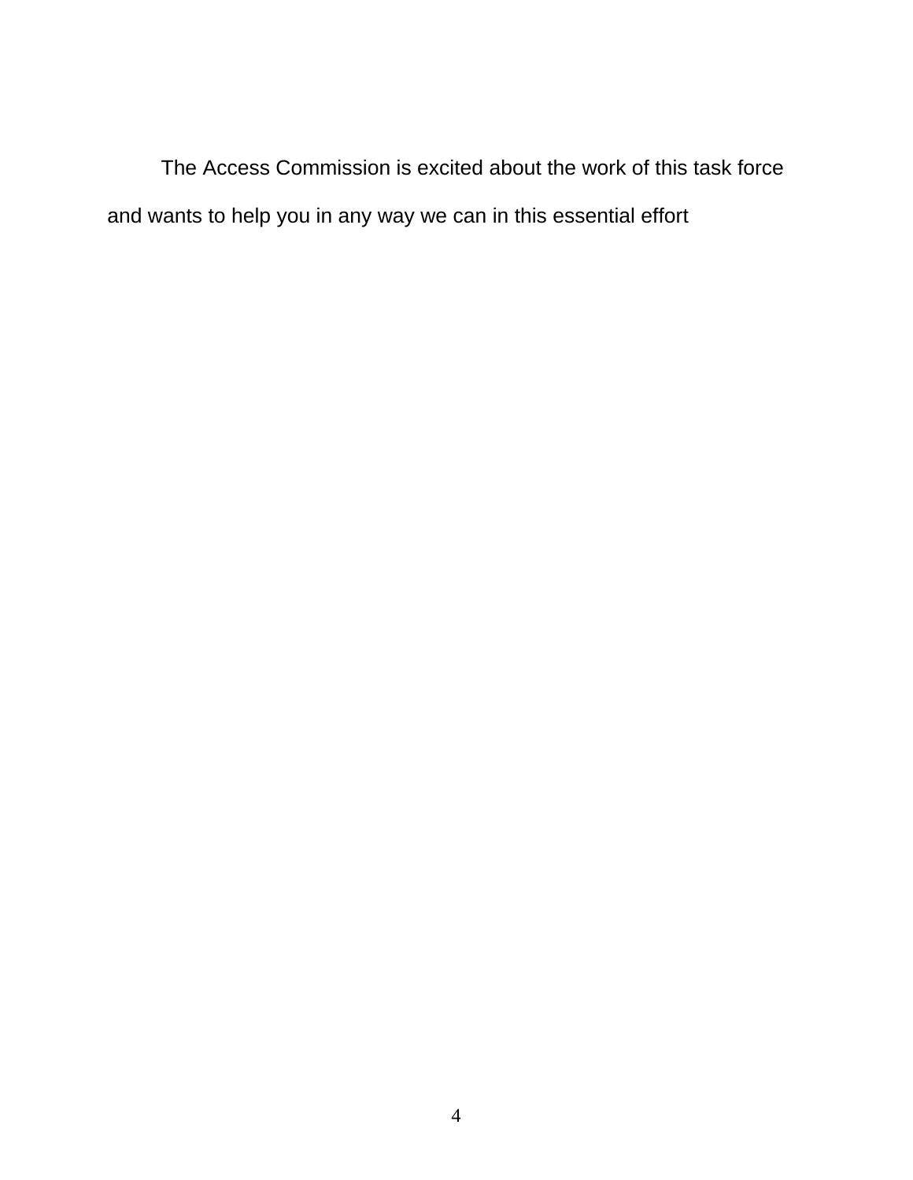The Access Commission is excited about the work of this task force and wants to help you in any way we can in this essential effort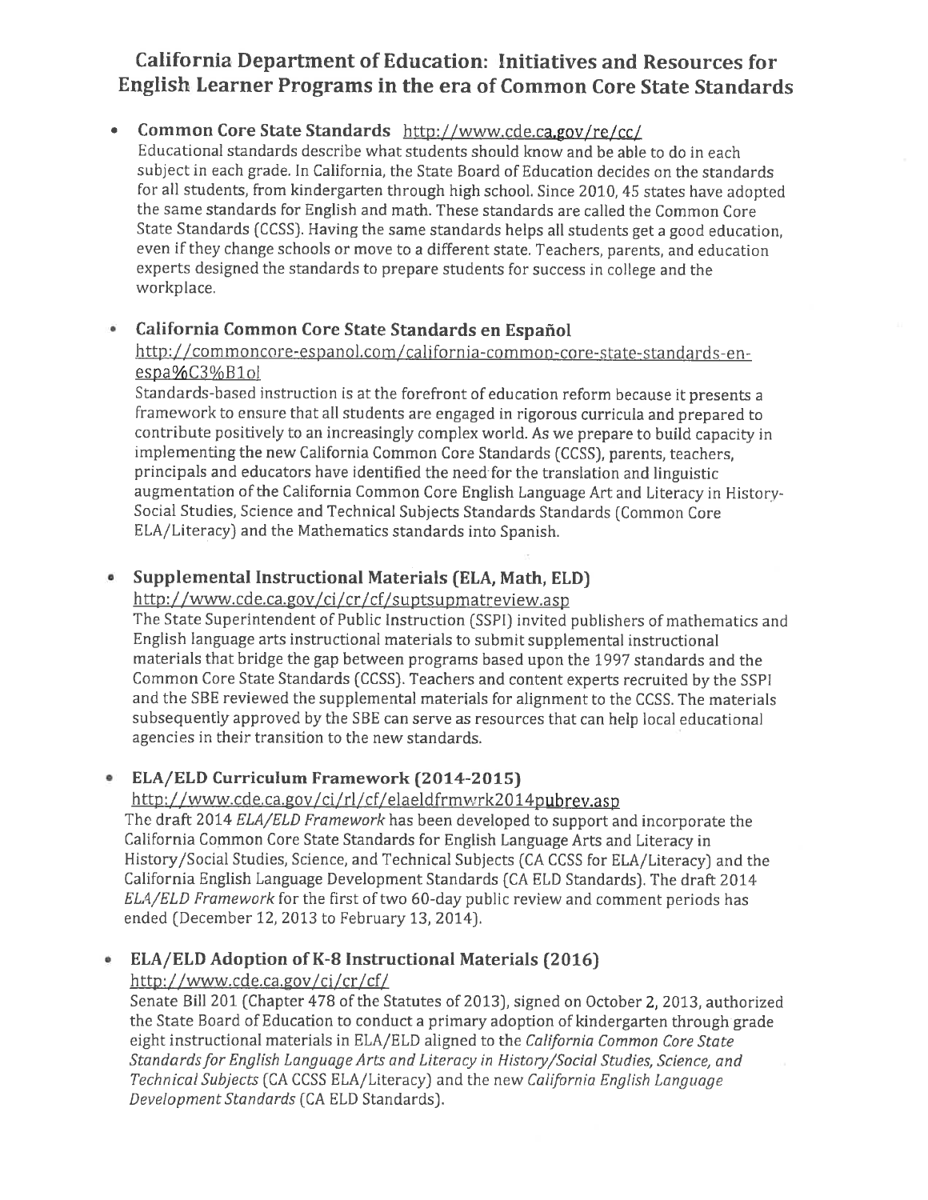## California Department of Education: Initiatives and Resources for English Learner Programs in the era of Common Core State Standards

- **Common Core State Standards** http://www.cde.ca.gov/re/cc/

  Educational standards describe what students should know and be able to do in each subject in each grade. In California, the State Board of Education decides on the standards for all students, from kindergarten through high school. Since 2010, 45 states have adopted the same standards for English and math. These standards are called the Common Core State Standards (CCSS). Having the same standards helps all students get a good education, even if they change schools or move to a different state. Teachers, parents, and education experts designed the standards to prepare students for success in college and the workplace.

- **California Common Core State Standards en Español**
  http://commoncore-espanol.com/california-common-core-state-standards-en-espa%C3%B1ol

  Standards-based instruction is at the forefront of education reform because it presents a framework to ensure that all students are engaged in rigorous curricula and prepared to contribute positively to an increasingly complex world. As we prepare to build capacity in implementing the new California Common Core Standards (CCSS), parents, teachers, principals and educators have identified the need for the translation and linguistic augmentation of the California Common Core English Language Art and Literacy in History-Social Studies, Science and Technical Subjects Standards Standards (Common Core ELA/Literacy) and the Mathematics standards into Spanish.

- **Supplemental Instructional Materials (ELA, Math, ELD)**
  http://www.cde.ca.gov/ci/cr/cf/suptsupmatreview.asp

  The State Superintendent of Public Instruction (SSPI) invited publishers of mathematics and English language arts instructional materials to submit supplemental instructional materials that bridge the gap between programs based upon the 1997 standards and the Common Core State Standards (CCSS). Teachers and content experts recruited by the SSPI and the SBE reviewed the supplemental materials for alignment to the CCSS. The materials subsequently approved by the SBE can serve as resources that can help local educational agencies in their transition to the new standards.

- **ELA/ELD Curriculum Framework (2014-2015)**
  http://www.cde.ca.gov/ci/rl/cf/elaeldfrmwrk2014pubrev.asp

  The draft 2014 *ELA/ELD Framework* has been developed to support and incorporate the California Common Core State Standards for English Language Arts and Literacy in History/Social Studies, Science, and Technical Subjects (CA CCSS for ELA/Literacy) and the California English Language Development Standards (CA ELD Standards). The draft 2014 *ELA/ELD Framework* for the first of two 60-day public review and comment periods has ended (December 12, 2013 to February 13, 2014).

- **ELA/ELD Adoption of K-8 Instructional Materials (2016)**
  http://www.cde.ca.gov/ci/cr/cf/

  Senate Bill 201 (Chapter 478 of the Statutes of 2013), signed on October 2, 2013, authorized the State Board of Education to conduct a primary adoption of kindergarten through grade eight instructional materials in ELA/ELD aligned to the *California Common Core State Standards for English Language Arts and Literacy in History/Social Studies, Science, and Technical Subjects* (CA CCSS ELA/Literacy) and the new *California English Language Development Standards* (CA ELD Standards).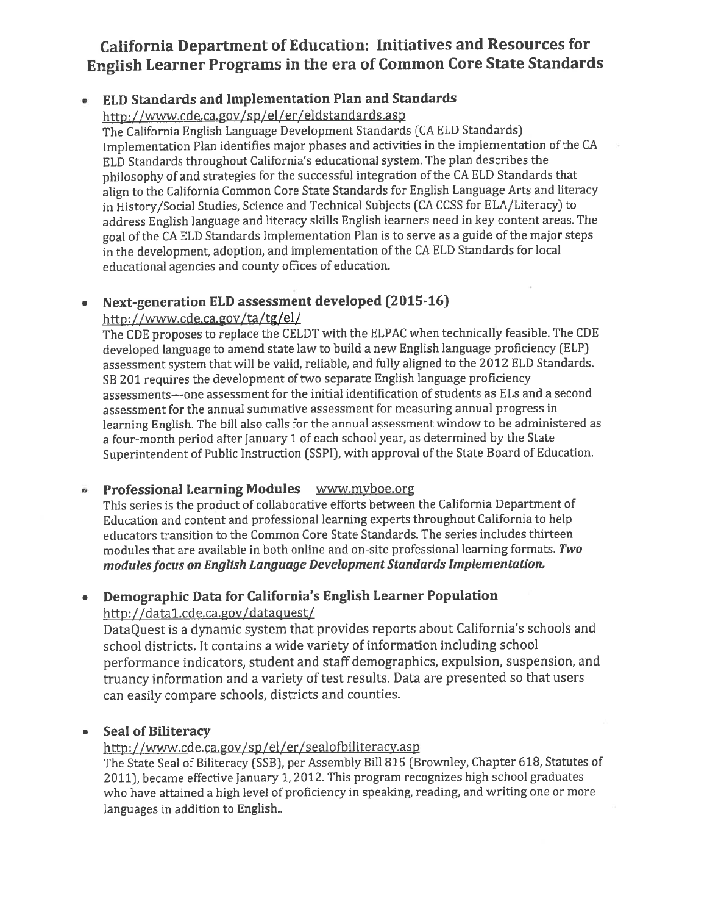## California Department of Education: Initiatives and Resources for English Learner Programs in the era of Common Core State Standards

- **ELD Standards and Implementation Plan and Standards**
  http://www.cde.ca.gov/sp/el/er/eldstandards.asp
  The California English Language Development Standards (CA ELD Standards) Implementation Plan identifies major phases and activities in the implementation of the CA ELD Standards throughout California's educational system. The plan describes the philosophy of and strategies for the successful integration of the CA ELD Standards that align to the California Common Core State Standards for English Language Arts and literacy in History/Social Studies, Science and Technical Subjects (CA CCSS for ELA/Literacy) to address English language and literacy skills English learners need in key content areas. The goal of the CA ELD Standards Implementation Plan is to serve as a guide of the major steps in the development, adoption, and implementation of the CA ELD Standards for local educational agencies and county offices of education.

- **Next-generation ELD assessment developed (2015-16)**
  http://www.cde.ca.gov/ta/tg/el/
  The CDE proposes to replace the CELDT with the ELPAC when technically feasible. The CDE developed language to amend state law to build a new English language proficiency (ELP) assessment system that will be valid, reliable, and fully aligned to the 2012 ELD Standards. SB 201 requires the development of two separate English language proficiency assessments—one assessment for the initial identification of students as ELs and a second assessment for the annual summative assessment for measuring annual progress in learning English. The bill also calls for the annual assessment window to be administered as a four-month period after January 1 of each school year, as determined by the State Superintendent of Public Instruction (SSPI), with approval of the State Board of Education.

- **Professional Learning Modules** www.myboe.org
  This series is the product of collaborative efforts between the California Department of Education and content and professional learning experts throughout California to help educators transition to the Common Core State Standards. The series includes thirteen modules that are available in both online and on-site professional learning formats. ***Two modules focus on English Language Development Standards Implementation.***

- **Demographic Data for California's English Learner Population**
  http://data1.cde.ca.gov/dataquest/
  DataQuest is a dynamic system that provides reports about California's schools and school districts. It contains a wide variety of information including school performance indicators, student and staff demographics, expulsion, suspension, and truancy information and a variety of test results. Data are presented so that users can easily compare schools, districts and counties.

- **Seal of Biliteracy**
  http://www.cde.ca.gov/sp/el/er/sealofbiliteracy.asp
  The State Seal of Biliteracy (SSB), per Assembly Bill 815 (Brownley, Chapter 618, Statutes of 2011), became effective January 1, 2012. This program recognizes high school graduates who have attained a high level of proficiency in speaking, reading, and writing one or more languages in addition to English..